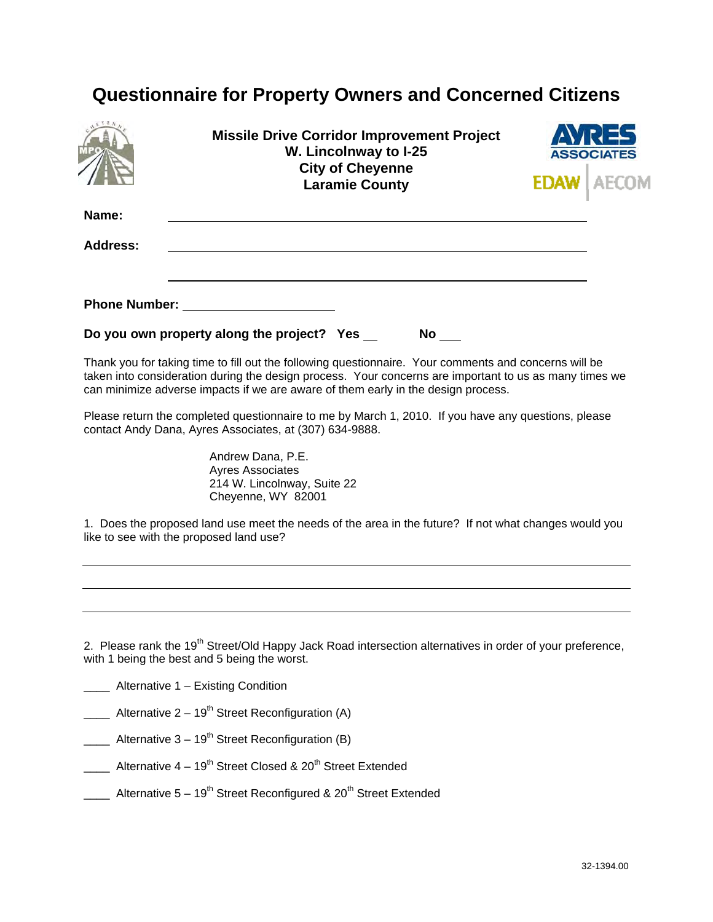# Questionnaire for Property Owners and Concerned Citizens

**Missile Drive Corridor Improvement Project**
**W. Lincolnway to I-25**
**City of Cheyenne**
**Laramie County**

**Name:** ______________________________________________

**Address:** ______________________________________________

______________________________________________

**Phone Number:** ____________________

**Do you own property along the project? Yes ___ No ___**

Thank you for taking time to fill out the following questionnaire. Your comments and concerns will be taken into consideration during the design process. Your concerns are important to us as many times we can minimize adverse impacts if we are aware of them early in the design process.

Please return the completed questionnaire to me by March 1, 2010. If you have any questions, please contact Andy Dana, Ayres Associates, at (307) 634-9888.

Andrew Dana, P.E.
Ayres Associates
214 W. Lincolnway, Suite 22
Cheyenne, WY 82001

1. Does the proposed land use meet the needs of the area in the future? If not what changes would you like to see with the proposed land use?

______________________________________________

______________________________________________

______________________________________________

2. Please rank the 19th Street/Old Happy Jack Road intersection alternatives in order of your preference, with 1 being the best and 5 being the worst.

____ Alternative 1 – Existing Condition

____ Alternative 2 – 19th Street Reconfiguration (A)

____ Alternative 3 – 19th Street Reconfiguration (B)

____ Alternative 4 – 19th Street Closed & 20th Street Extended

____ Alternative 5 – 19th Street Reconfigured & 20th Street Extended

32-1394.00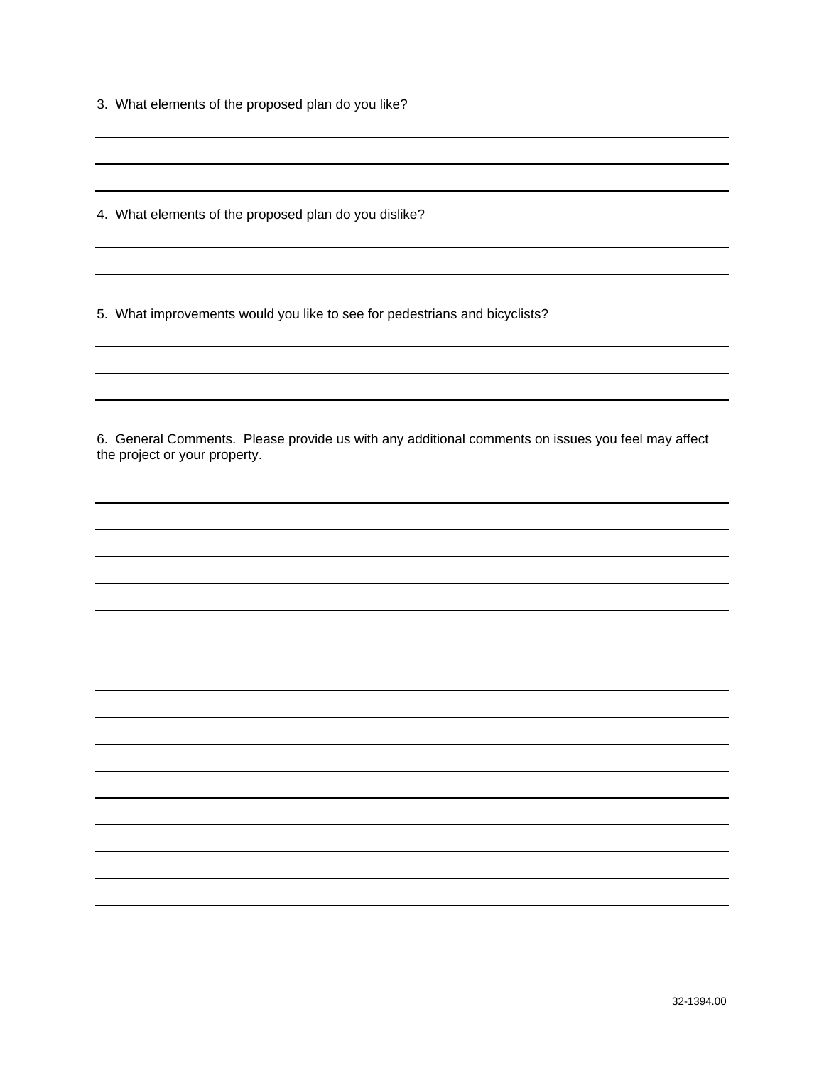3. What elements of the proposed plan do you like?

4. What elements of the proposed plan do you dislike?

5. What improvements would you like to see for pedestrians and bicyclists?

6. General Comments. Please provide us with any additional comments on issues you feel may affect the project or your property.

32-1394.00